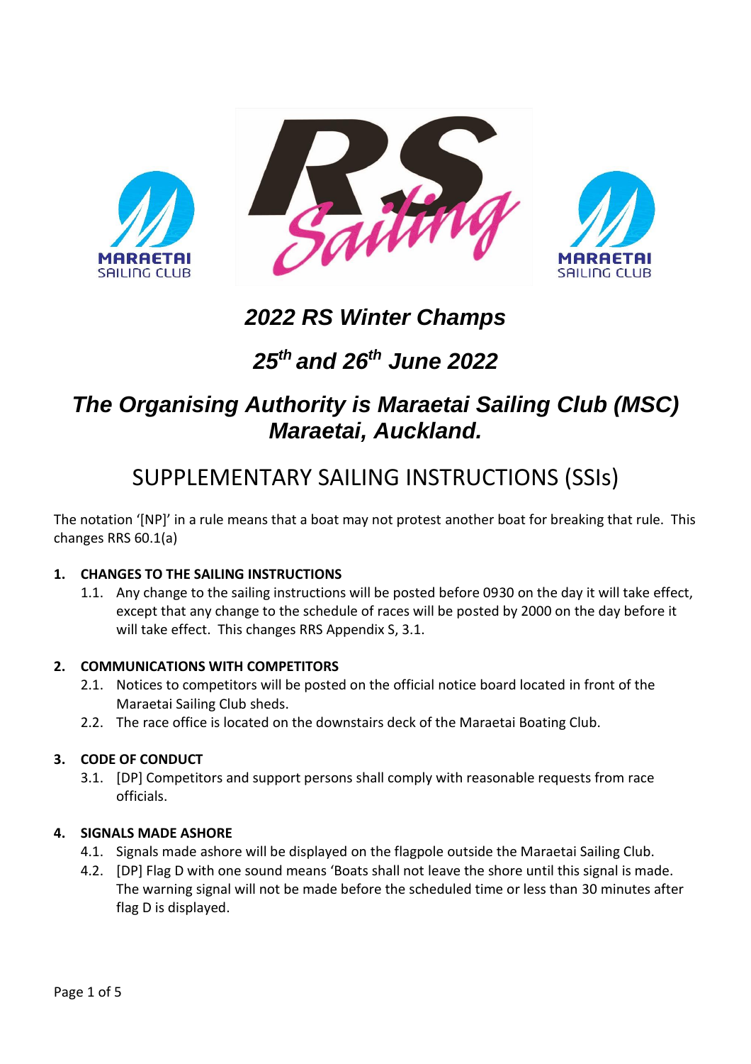# *2022 RS Winter Champs*

## *25th and 26th June 2022*

## *The Organising Authority is Maraetai Sailing Club (MSC) Maraetai, Auckland.*

# SUPPLEMENTARY SAILING INSTRUCTIONS (SSIs)

The notation '[NP]' in a rule means that a boat may not protest another boat for breaking that rule. This changes RRS 60.1(a)

### 1. CHANGES TO THE SAILING INSTRUCTIONS

1.1. Any change to the sailing instructions will be posted before 0930 on the day it will take effect, except that any change to the schedule of races will be posted by 2000 on the day before it will take effect. This changes RRS Appendix S, 3.1.

### 2. COMMUNICATIONS WITH COMPETITORS

2.1. Notices to competitors will be posted on the official notice board located in front of the Maraetai Sailing Club sheds.

2.2. The race office is located on the downstairs deck of the Maraetai Boating Club.

### 3. CODE OF CONDUCT

3.1. [DP] Competitors and support persons shall comply with reasonable requests from race officials.

### 4. SIGNALS MADE ASHORE

4.1. Signals made ashore will be displayed on the flagpole outside the Maraetai Sailing Club.

4.2. [DP] Flag D with one sound means 'Boats shall not leave the shore until this signal is made. The warning signal will not be made before the scheduled time or less than 30 minutes after flag D is displayed.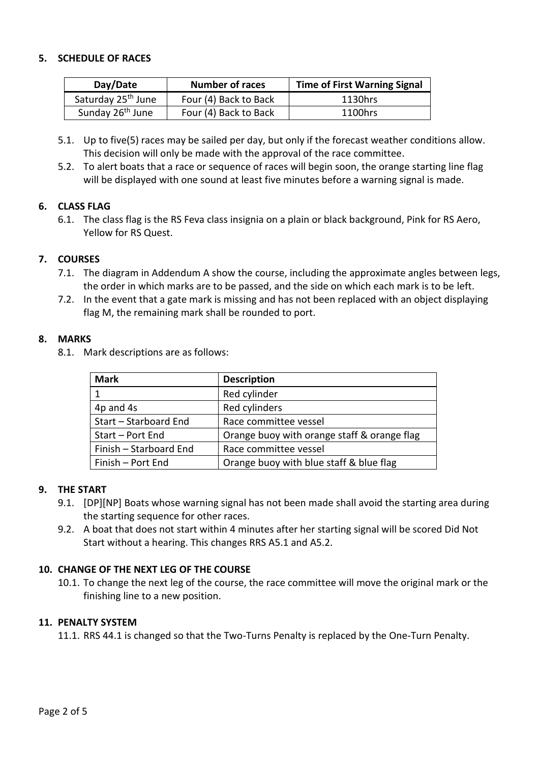## 5. SCHEDULE OF RACES

| Day/Date | Number of races | Time of First Warning Signal |
|---|---|---|
| Saturday 25th June | Four (4) Back to Back | 1130hrs |
| Sunday 26th June | Four (4) Back to Back | 1100hrs |

5.1. Up to five(5) races may be sailed per day, but only if the forecast weather conditions allow. This decision will only be made with the approval of the race committee.

5.2. To alert boats that a race or sequence of races will begin soon, the orange starting line flag will be displayed with one sound at least five minutes before a warning signal is made.

## 6. CLASS FLAG

6.1. The class flag is the RS Feva class insignia on a plain or black background, Pink for RS Aero, Yellow for RS Quest.

## 7. COURSES

7.1. The diagram in Addendum A show the course, including the approximate angles between legs, the order in which marks are to be passed, and the side on which each mark is to be left.

7.2. In the event that a gate mark is missing and has not been replaced with an object displaying flag M, the remaining mark shall be rounded to port.

## 8. MARKS

8.1. Mark descriptions are as follows:

| Mark | Description |
|---|---|
| 1 | Red cylinder |
| 4p and 4s | Red cylinders |
| Start – Starboard End | Race committee vessel |
| Start – Port End | Orange buoy with orange staff & orange flag |
| Finish – Starboard End | Race committee vessel |
| Finish – Port End | Orange buoy with blue staff & blue flag |

## 9. THE START

9.1. [DP][NP] Boats whose warning signal has not been made shall avoid the starting area during the starting sequence for other races.

9.2. A boat that does not start within 4 minutes after her starting signal will be scored Did Not Start without a hearing. This changes RRS A5.1 and A5.2.

## 10. CHANGE OF THE NEXT LEG OF THE COURSE

10.1. To change the next leg of the course, the race committee will move the original mark or the finishing line to a new position.

## 11. PENALTY SYSTEM

11.1. RRS 44.1 is changed so that the Two-Turns Penalty is replaced by the One-Turn Penalty.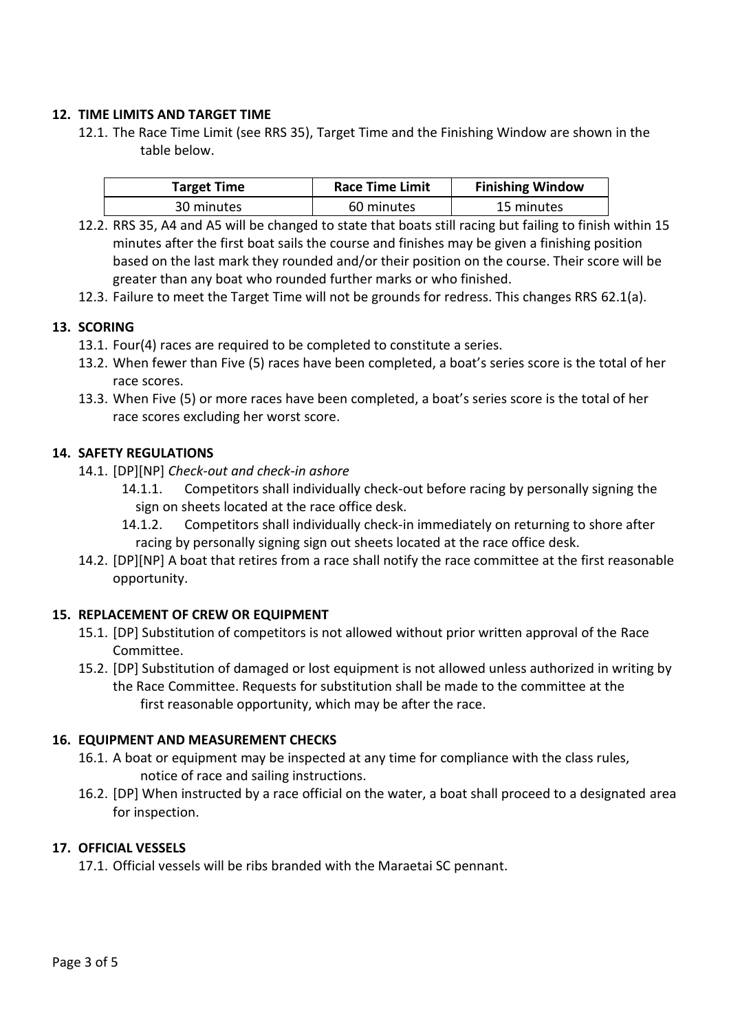## 12. TIME LIMITS AND TARGET TIME

12.1. The Race Time Limit (see RRS 35), Target Time and the Finishing Window are shown in the table below.

| Target Time | Race Time Limit | Finishing Window |
|---|---|---|
| 30 minutes | 60 minutes | 15 minutes |

12.2. RRS 35, A4 and A5 will be changed to state that boats still racing but failing to finish within 15 minutes after the first boat sails the course and finishes may be given a finishing position based on the last mark they rounded and/or their position on the course. Their score will be greater than any boat who rounded further marks or who finished.

12.3. Failure to meet the Target Time will not be grounds for redress. This changes RRS 62.1(a).

## 13. SCORING

13.1. Four(4) races are required to be completed to constitute a series.

13.2. When fewer than Five (5) races have been completed, a boat's series score is the total of her race scores.

13.3. When Five (5) or more races have been completed, a boat's series score is the total of her race scores excluding her worst score.

## 14. SAFETY REGULATIONS

14.1. [DP][NP] *Check-out and check-in ashore*

14.1.1. Competitors shall individually check-out before racing by personally signing the sign on sheets located at the race office desk.

14.1.2. Competitors shall individually check-in immediately on returning to shore after racing by personally signing sign out sheets located at the race office desk.

14.2. [DP][NP] A boat that retires from a race shall notify the race committee at the first reasonable opportunity.

## 15. REPLACEMENT OF CREW OR EQUIPMENT

15.1. [DP] Substitution of competitors is not allowed without prior written approval of the Race Committee.

15.2. [DP] Substitution of damaged or lost equipment is not allowed unless authorized in writing by the Race Committee. Requests for substitution shall be made to the committee at the first reasonable opportunity, which may be after the race.

## 16. EQUIPMENT AND MEASUREMENT CHECKS

16.1. A boat or equipment may be inspected at any time for compliance with the class rules, notice of race and sailing instructions.

16.2. [DP] When instructed by a race official on the water, a boat shall proceed to a designated area for inspection.

## 17. OFFICIAL VESSELS

17.1. Official vessels will be ribs branded with the Maraetai SC pennant.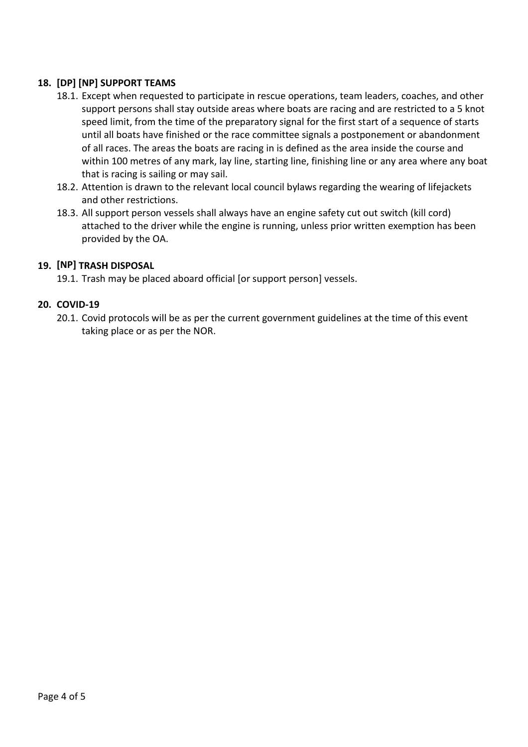## 18. [DP] [NP] SUPPORT TEAMS

18.1. Except when requested to participate in rescue operations, team leaders, coaches, and other support persons shall stay outside areas where boats are racing and are restricted to a 5 knot speed limit, from the time of the preparatory signal for the first start of a sequence of starts until all boats have finished or the race committee signals a postponement or abandonment of all races. The areas the boats are racing in is defined as the area inside the course and within 100 metres of any mark, lay line, starting line, finishing line or any area where any boat that is racing is sailing or may sail.

18.2. Attention is drawn to the relevant local council bylaws regarding the wearing of lifejackets and other restrictions.

18.3. All support person vessels shall always have an engine safety cut out switch (kill cord) attached to the driver while the engine is running, unless prior written exemption has been provided by the OA.

## 19. [NP] TRASH DISPOSAL

19.1. Trash may be placed aboard official [or support person] vessels.

## 20. COVID-19

20.1. Covid protocols will be as per the current government guidelines at the time of this event taking place or as per the NOR.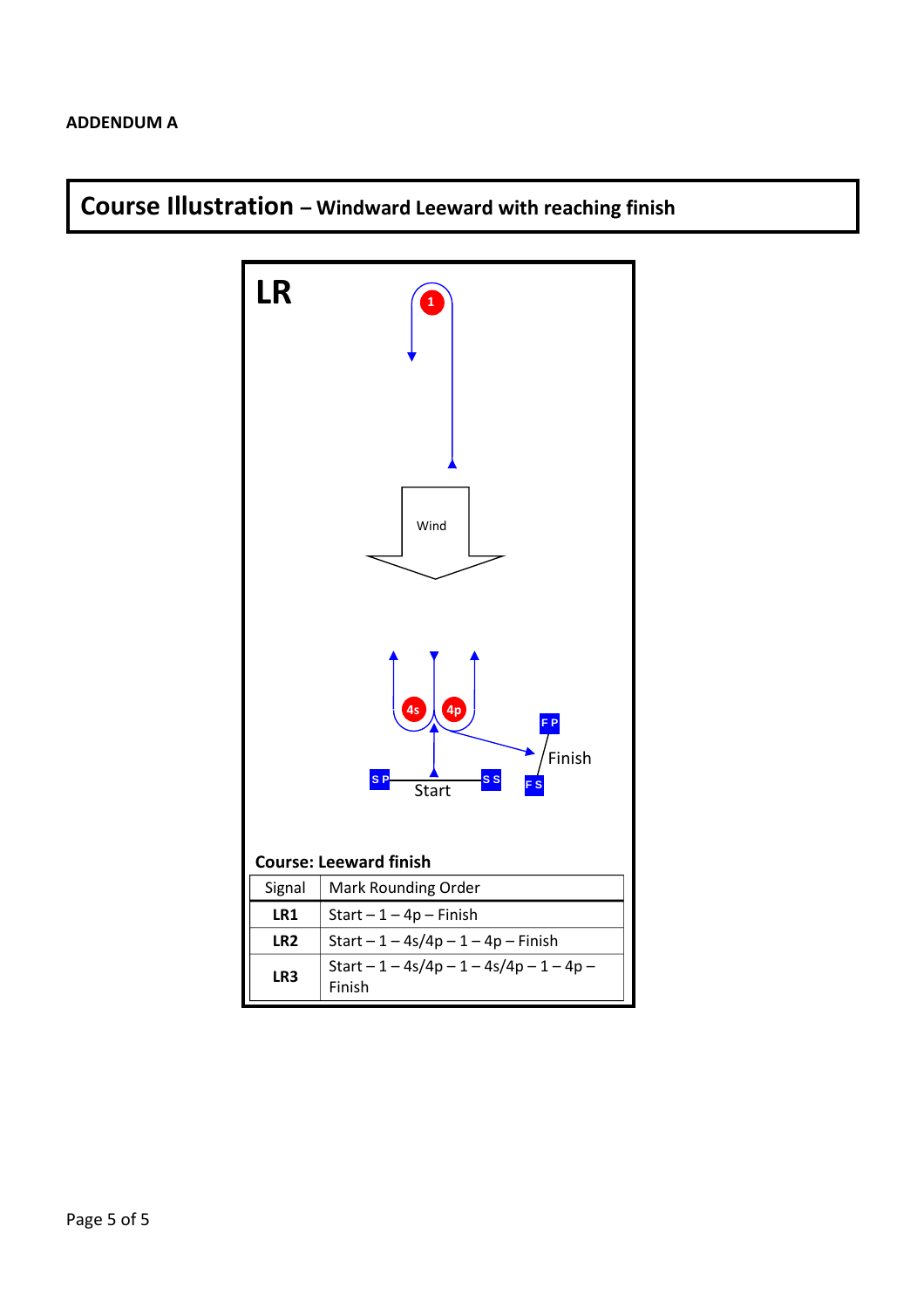**ADDENDUM A**

## Course Illustration – Windward Leeward with reaching finish

LR

1

Wind

4s

4p

F P

Finish

S P

Start

S S

F S

**Course: Leeward finish**

| Signal | Mark Rounding Order |
|---|---|
| **LR1** | Start – 1 – 4p – Finish |
| **LR2** | Start – 1 – 4s/4p – 1 – 4p – Finish |
| **LR3** | Start – 1 – 4s/4p – 1 – 4s/4p – 1 – 4p – Finish |